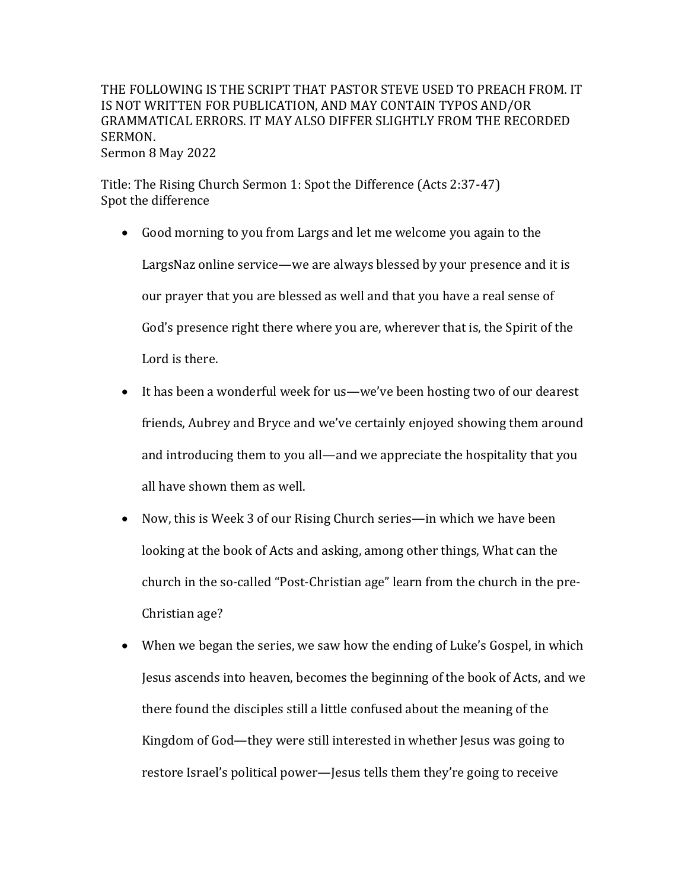THE FOLLOWING IS THE SCRIPT THAT PASTOR STEVE USED TO PREACH FROM. IT IS NOT WRITTEN FOR PUBLICATION, AND MAY CONTAIN TYPOS AND/OR GRAMMATICAL ERRORS. IT MAY ALSO DIFFER SLIGHTLY FROM THE RECORDED SERMON.

Sermon 8 May 2022

Title: The Rising Church Sermon 1: Spot the Difference (Acts 2:37-47)

Spot the difference

- Good morning to you from Largs and let me welcome you again to the LargsNaz online service—we are always blessed by your presence and it is our prayer that you are blessed as well and that you have a real sense of God's presence right there where you are, wherever that is, the Spirit of the Lord is there.
- It has been a wonderful week for us—we've been hosting two of our dearest friends, Aubrey and Bryce and we've certainly enjoyed showing them around and introducing them to you all—and we appreciate the hospitality that you all have shown them as well.
- Now, this is Week 3 of our Rising Church series—in which we have been looking at the book of Acts and asking, among other things, What can the church in the so-called "Post-Christian age" learn from the church in the pre-Christian age?
- When we began the series, we saw how the ending of Luke's Gospel, in which Jesus ascends into heaven, becomes the beginning of the book of Acts, and we there found the disciples still a little confused about the meaning of the Kingdom of God—they were still interested in whether Jesus was going to restore Israel's political power—Jesus tells them they're going to receive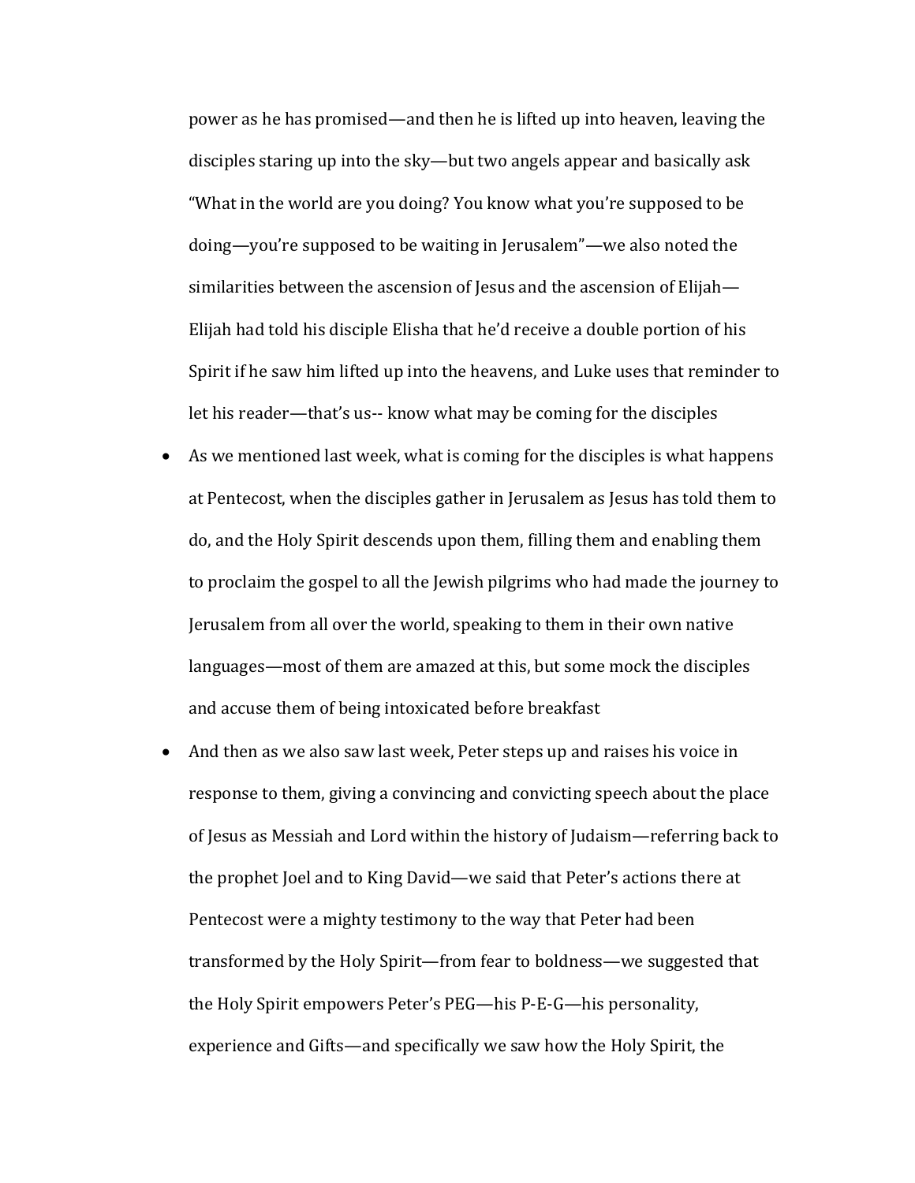power as he has promised—and then he is lifted up into heaven, leaving the disciples staring up into the sky—but two angels appear and basically ask "What in the world are you doing? You know what you're supposed to be doing—you're supposed to be waiting in Jerusalem"—we also noted the similarities between the ascension of Jesus and the ascension of Elijah—Elijah had told his disciple Elisha that he'd receive a double portion of his Spirit if he saw him lifted up into the heavens, and Luke uses that reminder to let his reader—that's us-- know what may be coming for the disciples

- As we mentioned last week, what is coming for the disciples is what happens at Pentecost, when the disciples gather in Jerusalem as Jesus has told them to do, and the Holy Spirit descends upon them, filling them and enabling them to proclaim the gospel to all the Jewish pilgrims who had made the journey to Jerusalem from all over the world, speaking to them in their own native languages—most of them are amazed at this, but some mock the disciples and accuse them of being intoxicated before breakfast
- And then as we also saw last week, Peter steps up and raises his voice in response to them, giving a convincing and convicting speech about the place of Jesus as Messiah and Lord within the history of Judaism—referring back to the prophet Joel and to King David—we said that Peter's actions there at Pentecost were a mighty testimony to the way that Peter had been transformed by the Holy Spirit—from fear to boldness—we suggested that the Holy Spirit empowers Peter's PEG—his P-E-G—his personality, experience and Gifts—and specifically we saw how the Holy Spirit, the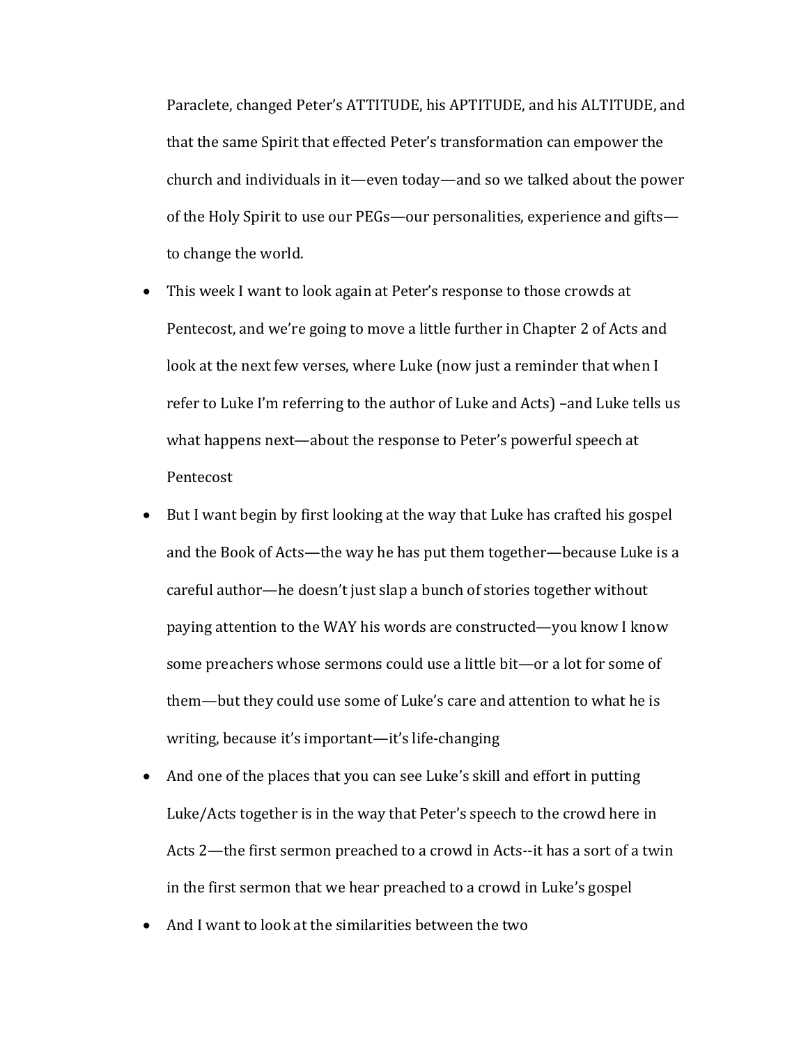Paraclete, changed Peter's ATTITUDE, his APTITUDE, and his ALTITUDE, and that the same Spirit that effected Peter's transformation can empower the church and individuals in it—even today—and so we talked about the power of the Holy Spirit to use our PEGs—our personalities, experience and gifts—to change the world.

- This week I want to look again at Peter's response to those crowds at Pentecost, and we're going to move a little further in Chapter 2 of Acts and look at the next few verses, where Luke (now just a reminder that when I refer to Luke I'm referring to the author of Luke and Acts) –and Luke tells us what happens next—about the response to Peter's powerful speech at Pentecost
- But I want begin by first looking at the way that Luke has crafted his gospel and the Book of Acts—the way he has put them together—because Luke is a careful author—he doesn't just slap a bunch of stories together without paying attention to the WAY his words are constructed—you know I know some preachers whose sermons could use a little bit—or a lot for some of them—but they could use some of Luke's care and attention to what he is writing, because it's important—it's life-changing
- And one of the places that you can see Luke's skill and effort in putting Luke/Acts together is in the way that Peter's speech to the crowd here in Acts 2—the first sermon preached to a crowd in Acts--it has a sort of a twin in the first sermon that we hear preached to a crowd in Luke's gospel
- And I want to look at the similarities between the two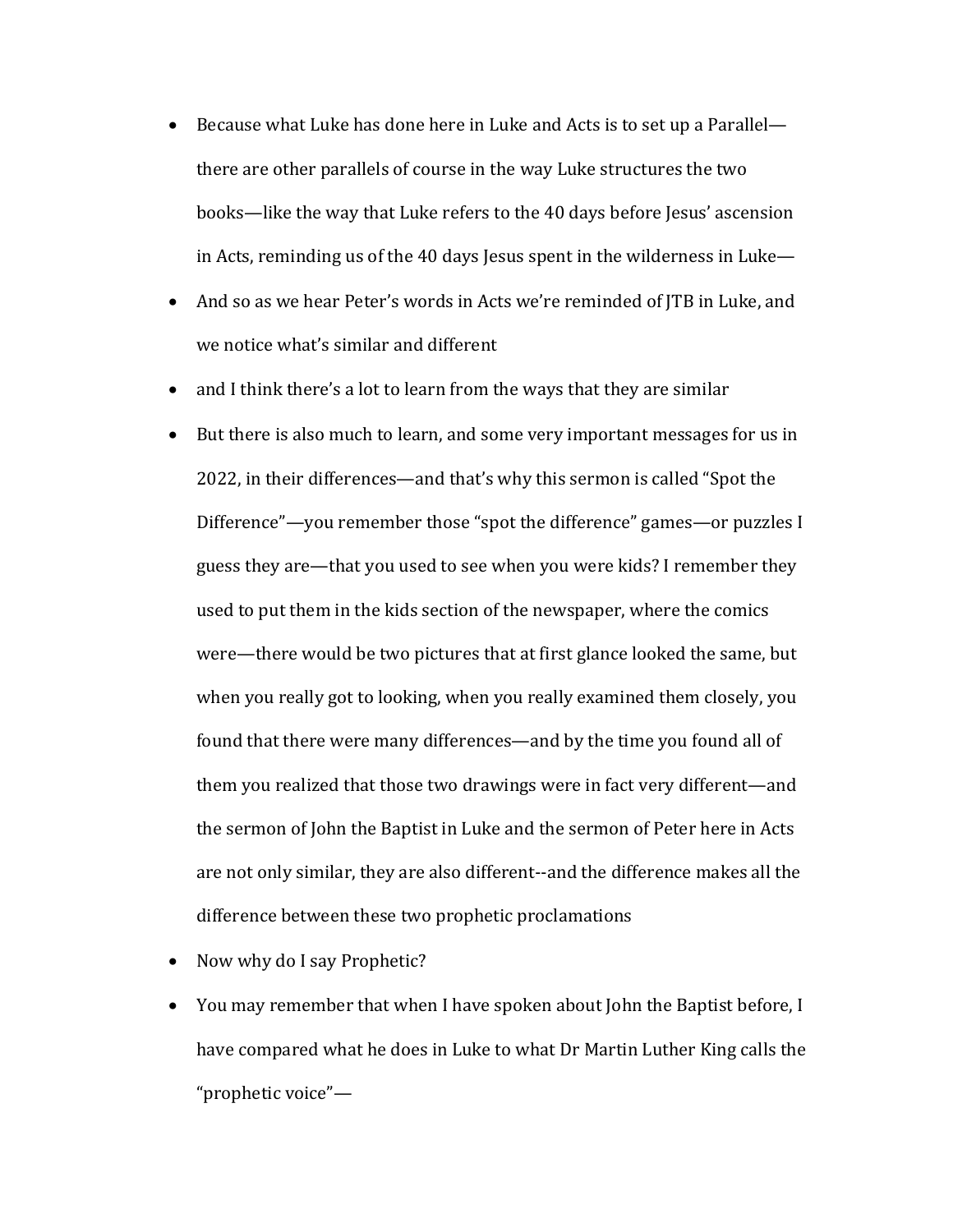- Because what Luke has done here in Luke and Acts is to set up a Parallel—there are other parallels of course in the way Luke structures the two books—like the way that Luke refers to the 40 days before Jesus' ascension in Acts, reminding us of the 40 days Jesus spent in the wilderness in Luke—
- And so as we hear Peter's words in Acts we're reminded of JTB in Luke, and we notice what's similar and different
- and I think there's a lot to learn from the ways that they are similar
- But there is also much to learn, and some very important messages for us in 2022, in their differences—and that's why this sermon is called "Spot the Difference"—you remember those "spot the difference" games—or puzzles I guess they are—that you used to see when you were kids? I remember they used to put them in the kids section of the newspaper, where the comics were—there would be two pictures that at first glance looked the same, but when you really got to looking, when you really examined them closely, you found that there were many differences—and by the time you found all of them you realized that those two drawings were in fact very different—and the sermon of John the Baptist in Luke and the sermon of Peter here in Acts are not only similar, they are also different--and the difference makes all the difference between these two prophetic proclamations
- Now why do I say Prophetic?
- You may remember that when I have spoken about John the Baptist before, I have compared what he does in Luke to what Dr Martin Luther King calls the "prophetic voice"—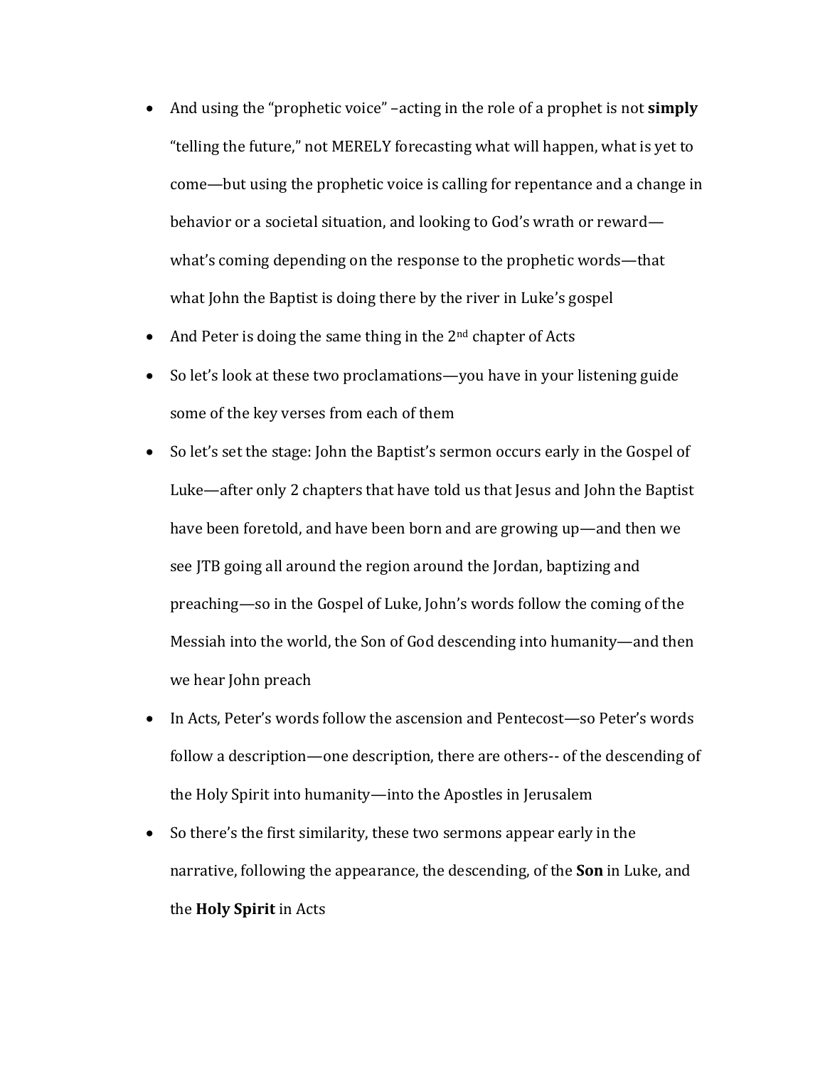- And using the "prophetic voice" –acting in the role of a prophet is not **simply** "telling the future," not MERELY forecasting what will happen, what is yet to come—but using the prophetic voice is calling for repentance and a change in behavior or a societal situation, and looking to God's wrath or reward—what's coming depending on the response to the prophetic words—that what John the Baptist is doing there by the river in Luke's gospel
- And Peter is doing the same thing in the 2nd chapter of Acts
- So let's look at these two proclamations—you have in your listening guide some of the key verses from each of them
- So let's set the stage: John the Baptist's sermon occurs early in the Gospel of Luke—after only 2 chapters that have told us that Jesus and John the Baptist have been foretold, and have been born and are growing up—and then we see JTB going all around the region around the Jordan, baptizing and preaching—so in the Gospel of Luke, John's words follow the coming of the Messiah into the world, the Son of God descending into humanity—and then we hear John preach
- In Acts, Peter's words follow the ascension and Pentecost—so Peter's words follow a description—one description, there are others-- of the descending of the Holy Spirit into humanity—into the Apostles in Jerusalem
- So there's the first similarity, these two sermons appear early in the narrative, following the appearance, the descending, of the **Son** in Luke, and the **Holy Spirit** in Acts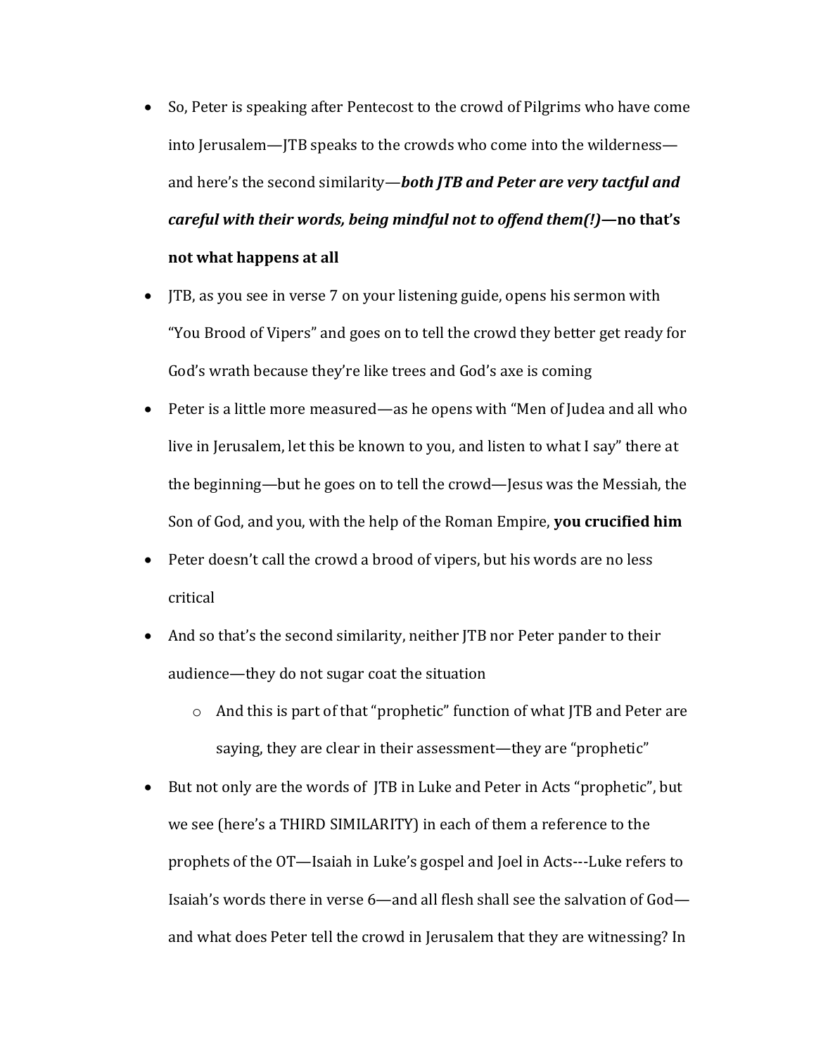- So, Peter is speaking after Pentecost to the crowd of Pilgrims who have come into Jerusalem—JTB speaks to the crowds who come into the wilderness—and here's the second similarity—***both JTB and Peter are very tactful and careful with their words, being mindful not to offend them(!)*****—no that's not what happens at all**
- JTB, as you see in verse 7 on your listening guide, opens his sermon with "You Brood of Vipers" and goes on to tell the crowd they better get ready for God's wrath because they're like trees and God's axe is coming
- Peter is a little more measured—as he opens with "Men of Judea and all who live in Jerusalem, let this be known to you, and listen to what I say" there at the beginning—but he goes on to tell the crowd—Jesus was the Messiah, the Son of God, and you, with the help of the Roman Empire, **you crucified him**
- Peter doesn't call the crowd a brood of vipers, but his words are no less critical
- And so that's the second similarity, neither JTB nor Peter pander to their audience—they do not sugar coat the situation
    - And this is part of that "prophetic" function of what JTB and Peter are saying, they are clear in their assessment—they are "prophetic"
- But not only are the words of JTB in Luke and Peter in Acts "prophetic", but we see (here's a THIRD SIMILARITY) in each of them a reference to the prophets of the OT—Isaiah in Luke's gospel and Joel in Acts---Luke refers to Isaiah's words there in verse 6—and all flesh shall see the salvation of God—and what does Peter tell the crowd in Jerusalem that they are witnessing? In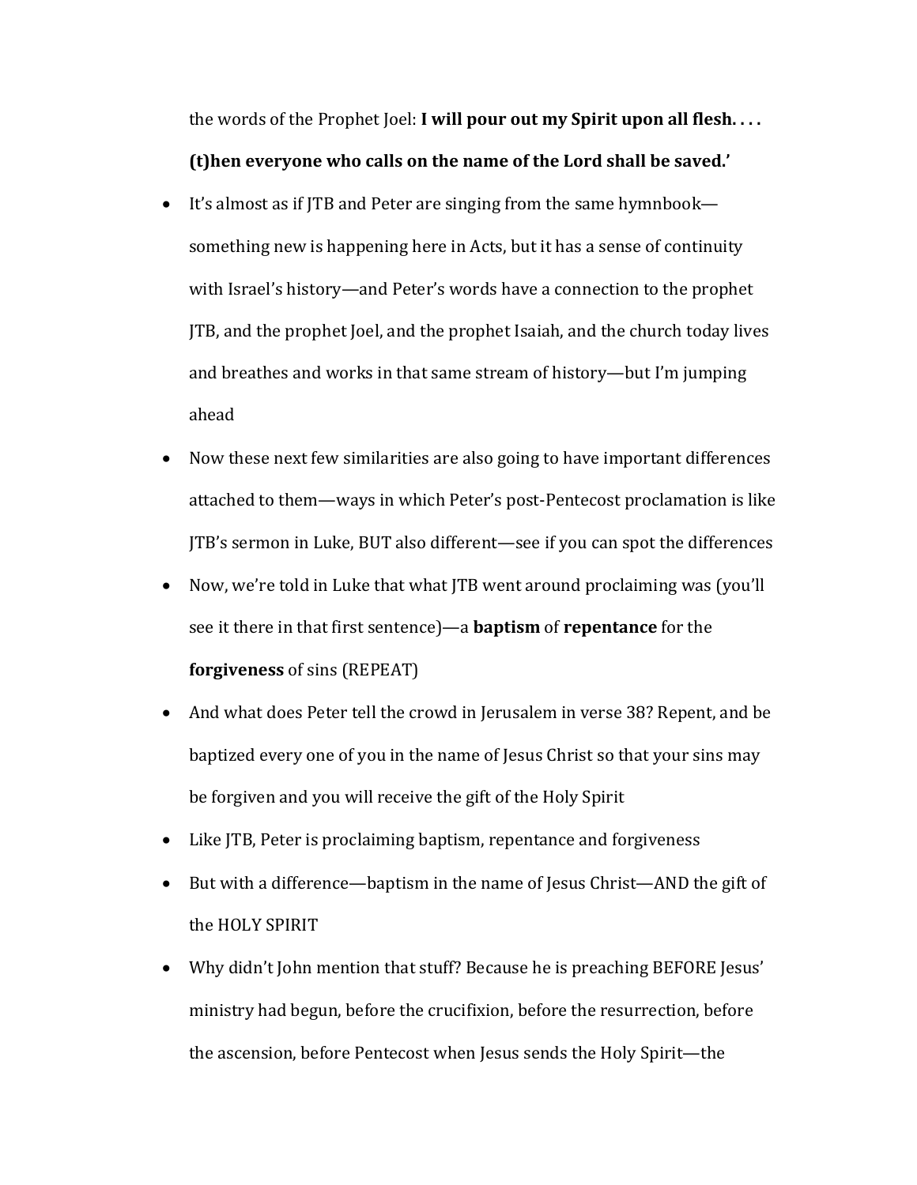the words of the Prophet Joel: **I will pour out my Spirit upon all flesh. . . . (t)hen everyone who calls on the name of the Lord shall be saved.'**

- It's almost as if JTB and Peter are singing from the same hymnbook—something new is happening here in Acts, but it has a sense of continuity with Israel's history—and Peter's words have a connection to the prophet JTB, and the prophet Joel, and the prophet Isaiah, and the church today lives and breathes and works in that same stream of history—but I'm jumping ahead
- Now these next few similarities are also going to have important differences attached to them—ways in which Peter's post-Pentecost proclamation is like JTB's sermon in Luke, BUT also different—see if you can spot the differences
- Now, we're told in Luke that what JTB went around proclaiming was (you'll see it there in that first sentence)—a **baptism** of **repentance** for the **forgiveness** of sins (REPEAT)
- And what does Peter tell the crowd in Jerusalem in verse 38? Repent, and be baptized every one of you in the name of Jesus Christ so that your sins may be forgiven and you will receive the gift of the Holy Spirit
- Like JTB, Peter is proclaiming baptism, repentance and forgiveness
- But with a difference—baptism in the name of Jesus Christ—AND the gift of the HOLY SPIRIT
- Why didn't John mention that stuff? Because he is preaching BEFORE Jesus' ministry had begun, before the crucifixion, before the resurrection, before the ascension, before Pentecost when Jesus sends the Holy Spirit—the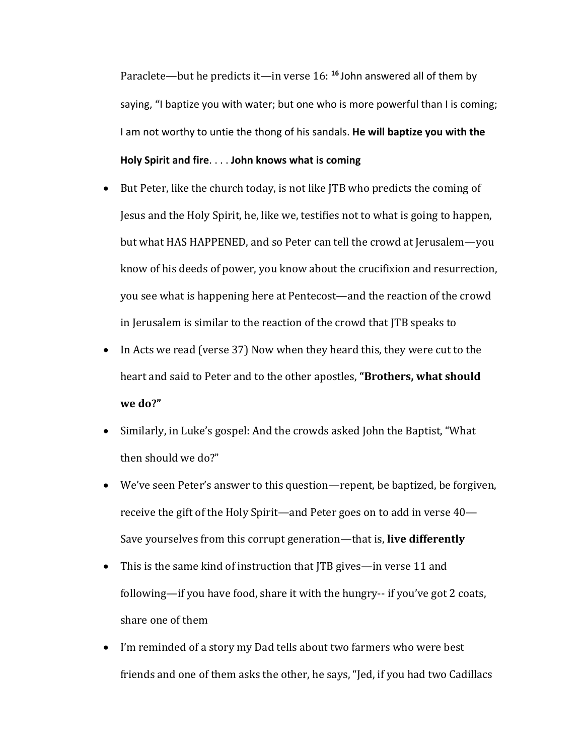Paraclete—but he predicts it—in verse 16: [16] John answered all of them by saying, "I baptize you with water; but one who is more powerful than I is coming; I am not worthy to untie the thong of his sandals. **He will baptize you with the Holy Spirit and fire**. . . . **John knows what is coming**

- But Peter, like the church today, is not like JTB who predicts the coming of Jesus and the Holy Spirit, he, like we, testifies not to what is going to happen, but what HAS HAPPENED, and so Peter can tell the crowd at Jerusalem—you know of his deeds of power, you know about the crucifixion and resurrection, you see what is happening here at Pentecost—and the reaction of the crowd in Jerusalem is similar to the reaction of the crowd that JTB speaks to
- In Acts we read (verse 37) Now when they heard this, they were cut to the heart and said to Peter and to the other apostles, **"Brothers, what should we do?"**
- Similarly, in Luke's gospel: And the crowds asked John the Baptist, "What then should we do?"
- We've seen Peter's answer to this question—repent, be baptized, be forgiven, receive the gift of the Holy Spirit—and Peter goes on to add in verse 40—Save yourselves from this corrupt generation—that is, **live differently**
- This is the same kind of instruction that JTB gives—in verse 11 and following—if you have food, share it with the hungry-- if you've got 2 coats, share one of them
- I'm reminded of a story my Dad tells about two farmers who were best friends and one of them asks the other, he says, "Jed, if you had two Cadillacs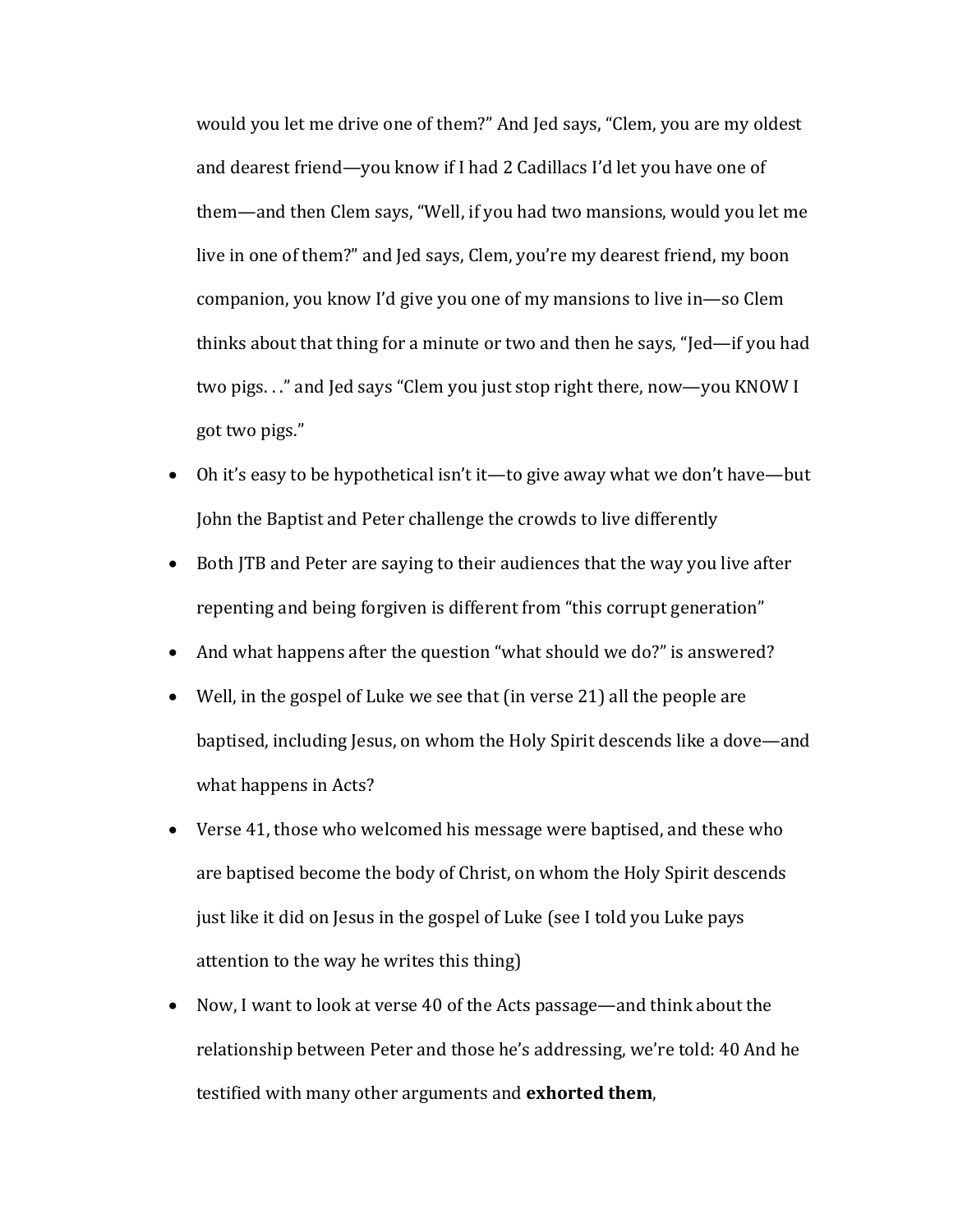would you let me drive one of them?" And Jed says, "Clem, you are my oldest and dearest friend—you know if I had 2 Cadillacs I'd let you have one of them—and then Clem says, "Well, if you had two mansions, would you let me live in one of them?" and Jed says, Clem, you're my dearest friend, my boon companion, you know I'd give you one of my mansions to live in—so Clem thinks about that thing for a minute or two and then he says, "Jed—if you had two pigs. . ." and Jed says "Clem you just stop right there, now—you KNOW I got two pigs."

- Oh it's easy to be hypothetical isn't it—to give away what we don't have—but John the Baptist and Peter challenge the crowds to live differently
- Both JTB and Peter are saying to their audiences that the way you live after repenting and being forgiven is different from "this corrupt generation"
- And what happens after the question "what should we do?" is answered?
- Well, in the gospel of Luke we see that (in verse 21) all the people are baptised, including Jesus, on whom the Holy Spirit descends like a dove—and what happens in Acts?
- Verse 41, those who welcomed his message were baptised, and these who are baptised become the body of Christ, on whom the Holy Spirit descends just like it did on Jesus in the gospel of Luke (see I told you Luke pays attention to the way he writes this thing)
- Now, I want to look at verse 40 of the Acts passage—and think about the relationship between Peter and those he's addressing, we're told: 40 And he testified with many other arguments and **exhorted them**,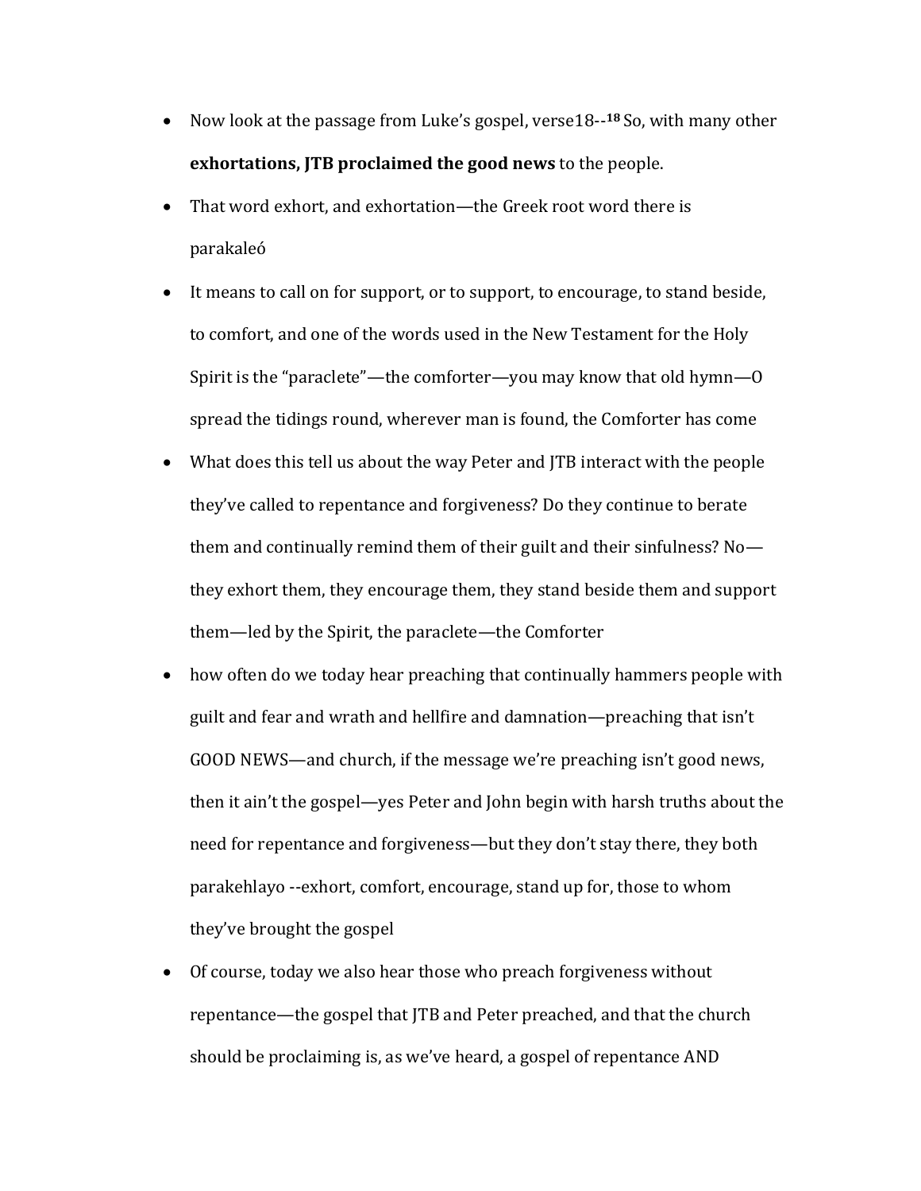- Now look at the passage from Luke's gospel, verse18--[18] So, with many other **exhortations, JTB proclaimed the good news** to the people.
- That word exhort, and exhortation—the Greek root word there is parakaleó
- It means to call on for support, or to support, to encourage, to stand beside, to comfort, and one of the words used in the New Testament for the Holy Spirit is the "paraclete"—the comforter—you may know that old hymn—O spread the tidings round, wherever man is found, the Comforter has come
- What does this tell us about the way Peter and JTB interact with the people they've called to repentance and forgiveness? Do they continue to berate them and continually remind them of their guilt and their sinfulness? No—they exhort them, they encourage them, they stand beside them and support them—led by the Spirit, the paraclete—the Comforter
- how often do we today hear preaching that continually hammers people with guilt and fear and wrath and hellfire and damnation—preaching that isn't GOOD NEWS—and church, if the message we're preaching isn't good news, then it ain't the gospel—yes Peter and John begin with harsh truths about the need for repentance and forgiveness—but they don't stay there, they both parakehlayo --exhort, comfort, encourage, stand up for, those to whom they've brought the gospel
- Of course, today we also hear those who preach forgiveness without repentance—the gospel that JTB and Peter preached, and that the church should be proclaiming is, as we've heard, a gospel of repentance AND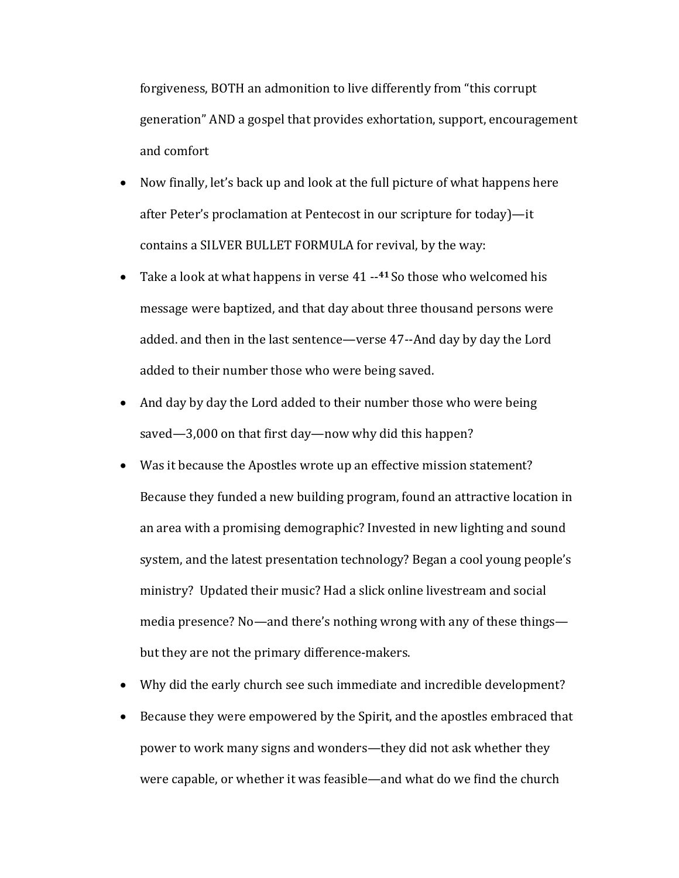forgiveness, BOTH an admonition to live differently from "this corrupt generation" AND a gospel that provides exhortation, support, encouragement and comfort

- Now finally, let's back up and look at the full picture of what happens here after Peter's proclamation at Pentecost in our scripture for today)—it contains a SILVER BULLET FORMULA for revival, by the way:
- Take a look at what happens in verse 41 --**41** So those who welcomed his message were baptized, and that day about three thousand persons were added. and then in the last sentence—verse 47--And day by day the Lord added to their number those who were being saved.
- And day by day the Lord added to their number those who were being saved—3,000 on that first day—now why did this happen?
- Was it because the Apostles wrote up an effective mission statement? Because they funded a new building program, found an attractive location in an area with a promising demographic? Invested in new lighting and sound system, and the latest presentation technology? Began a cool young people's ministry? Updated their music? Had a slick online livestream and social media presence? No—and there's nothing wrong with any of these things—but they are not the primary difference-makers.
- Why did the early church see such immediate and incredible development?
- Because they were empowered by the Spirit, and the apostles embraced that power to work many signs and wonders—they did not ask whether they were capable, or whether it was feasible—and what do we find the church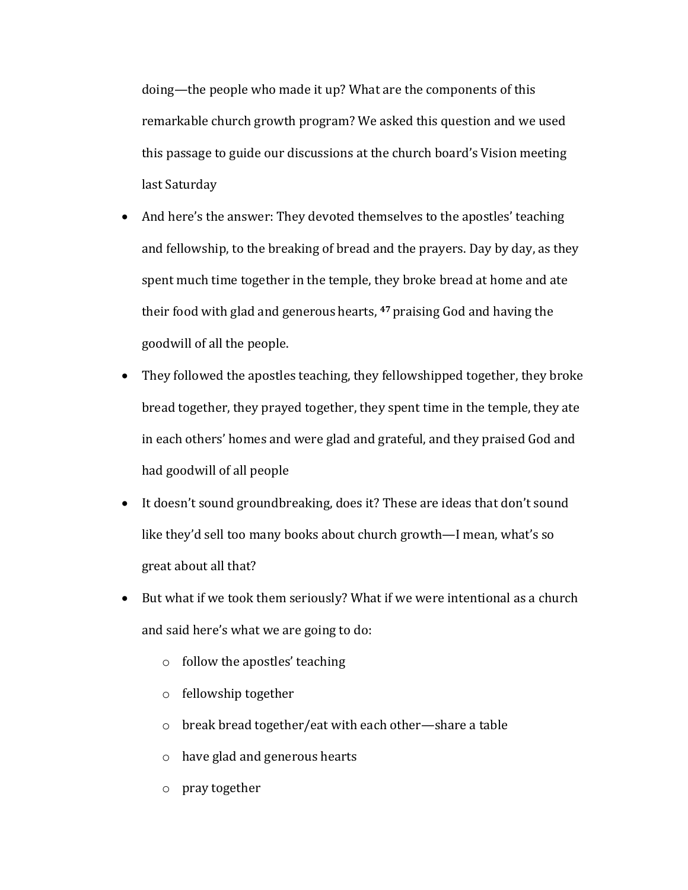doing—the people who made it up? What are the components of this remarkable church growth program? We asked this question and we used this passage to guide our discussions at the church board's Vision meeting last Saturday

- And here's the answer: They devoted themselves to the apostles' teaching and fellowship, to the breaking of bread and the prayers. Day by day, as they spent much time together in the temple, they broke bread at home and ate their food with glad and generous hearts, [47] praising God and having the goodwill of all the people.
- They followed the apostles teaching, they fellowshipped together, they broke bread together, they prayed together, they spent time in the temple, they ate in each others' homes and were glad and grateful, and they praised God and had goodwill of all people
- It doesn't sound groundbreaking, does it? These are ideas that don't sound like they'd sell too many books about church growth—I mean, what's so great about all that?
- But what if we took them seriously? What if we were intentional as a church and said here's what we are going to do:
    - follow the apostles' teaching
    - fellowship together
    - break bread together/eat with each other—share a table
    - have glad and generous hearts
    - pray together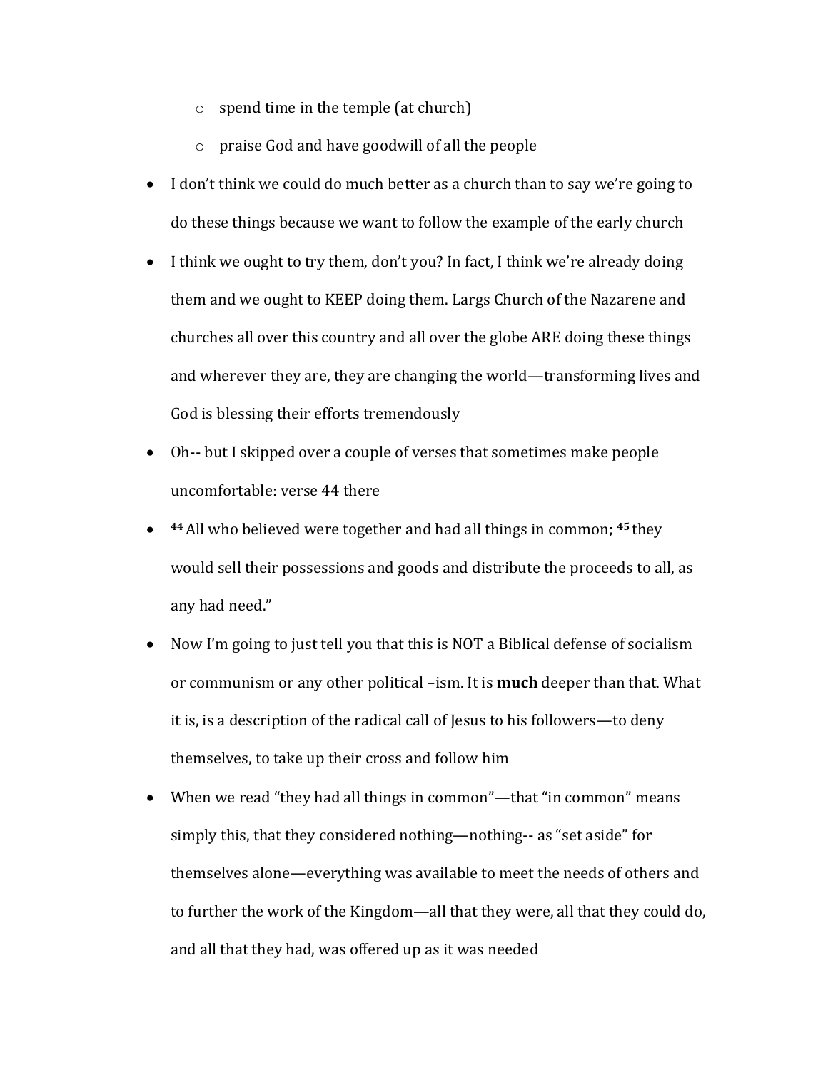- spend time in the temple (at church)
  - praise God and have goodwill of all the people
- I don't think we could do much better as a church than to say we're going to do these things because we want to follow the example of the early church
- I think we ought to try them, don't you? In fact, I think we're already doing them and we ought to KEEP doing them. Largs Church of the Nazarene and churches all over this country and all over the globe ARE doing these things and wherever they are, they are changing the world—transforming lives and God is blessing their efforts tremendously
- Oh-- but I skipped over a couple of verses that sometimes make people uncomfortable: verse 44 there
- **44** All who believed were together and had all things in common; **45** they would sell their possessions and goods and distribute the proceeds to all, as any had need."
- Now I'm going to just tell you that this is NOT a Biblical defense of socialism or communism or any other political –ism. It is **much** deeper than that. What it is, is a description of the radical call of Jesus to his followers—to deny themselves, to take up their cross and follow him
- When we read "they had all things in common"—that "in common" means simply this, that they considered nothing—nothing-- as "set aside" for themselves alone—everything was available to meet the needs of others and to further the work of the Kingdom—all that they were, all that they could do, and all that they had, was offered up as it was needed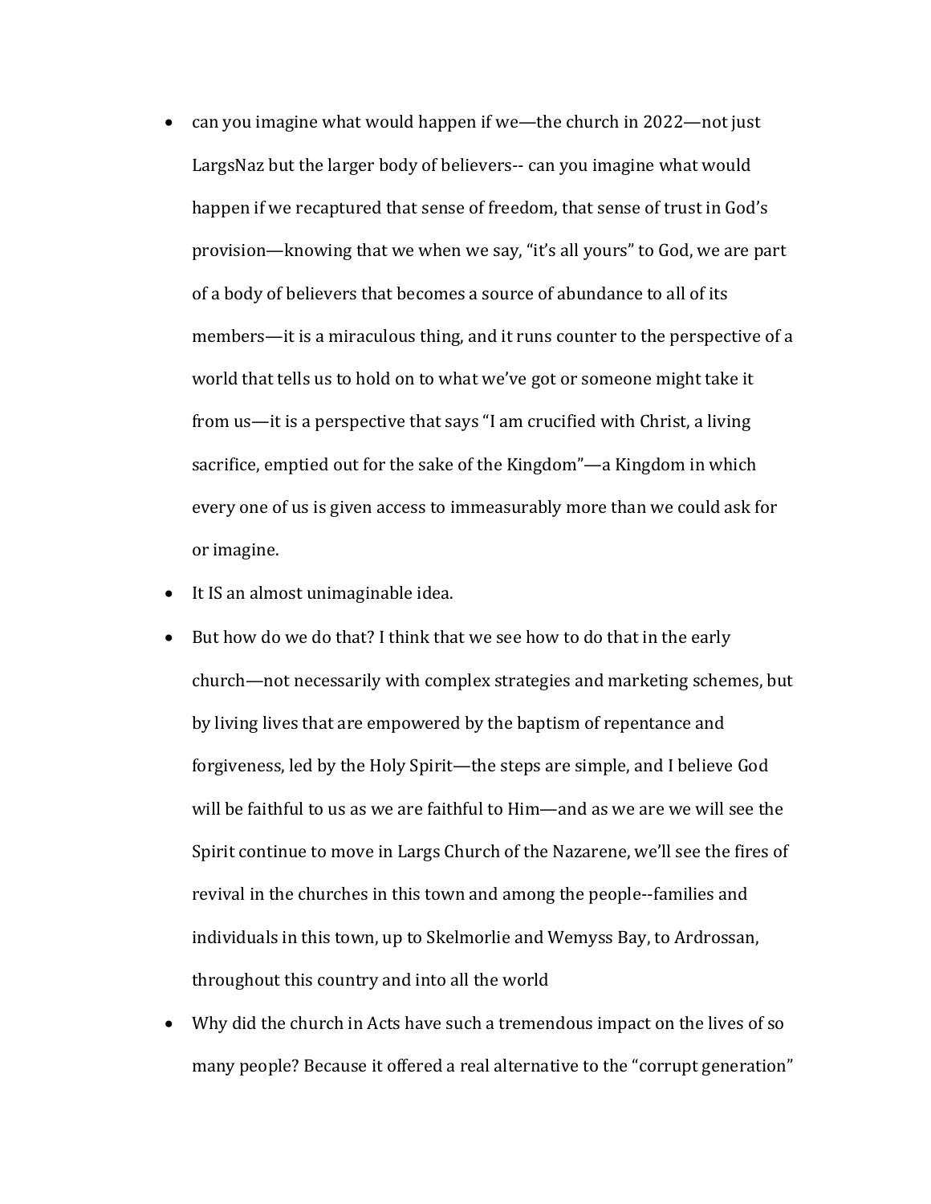- can you imagine what would happen if we—the church in 2022—not just LargsNaz but the larger body of believers-- can you imagine what would happen if we recaptured that sense of freedom, that sense of trust in God's provision—knowing that we when we say, "it's all yours" to God, we are part of a body of believers that becomes a source of abundance to all of its members—it is a miraculous thing, and it runs counter to the perspective of a world that tells us to hold on to what we've got or someone might take it from us—it is a perspective that says "I am crucified with Christ, a living sacrifice, emptied out for the sake of the Kingdom"—a Kingdom in which every one of us is given access to immeasurably more than we could ask for or imagine.
- It IS an almost unimaginable idea.
- But how do we do that? I think that we see how to do that in the early church—not necessarily with complex strategies and marketing schemes, but by living lives that are empowered by the baptism of repentance and forgiveness, led by the Holy Spirit—the steps are simple, and I believe God will be faithful to us as we are faithful to Him—and as we are we will see the Spirit continue to move in Largs Church of the Nazarene, we'll see the fires of revival in the churches in this town and among the people--families and individuals in this town, up to Skelmorlie and Wemyss Bay, to Ardrossan, throughout this country and into all the world
- Why did the church in Acts have such a tremendous impact on the lives of so many people? Because it offered a real alternative to the "corrupt generation"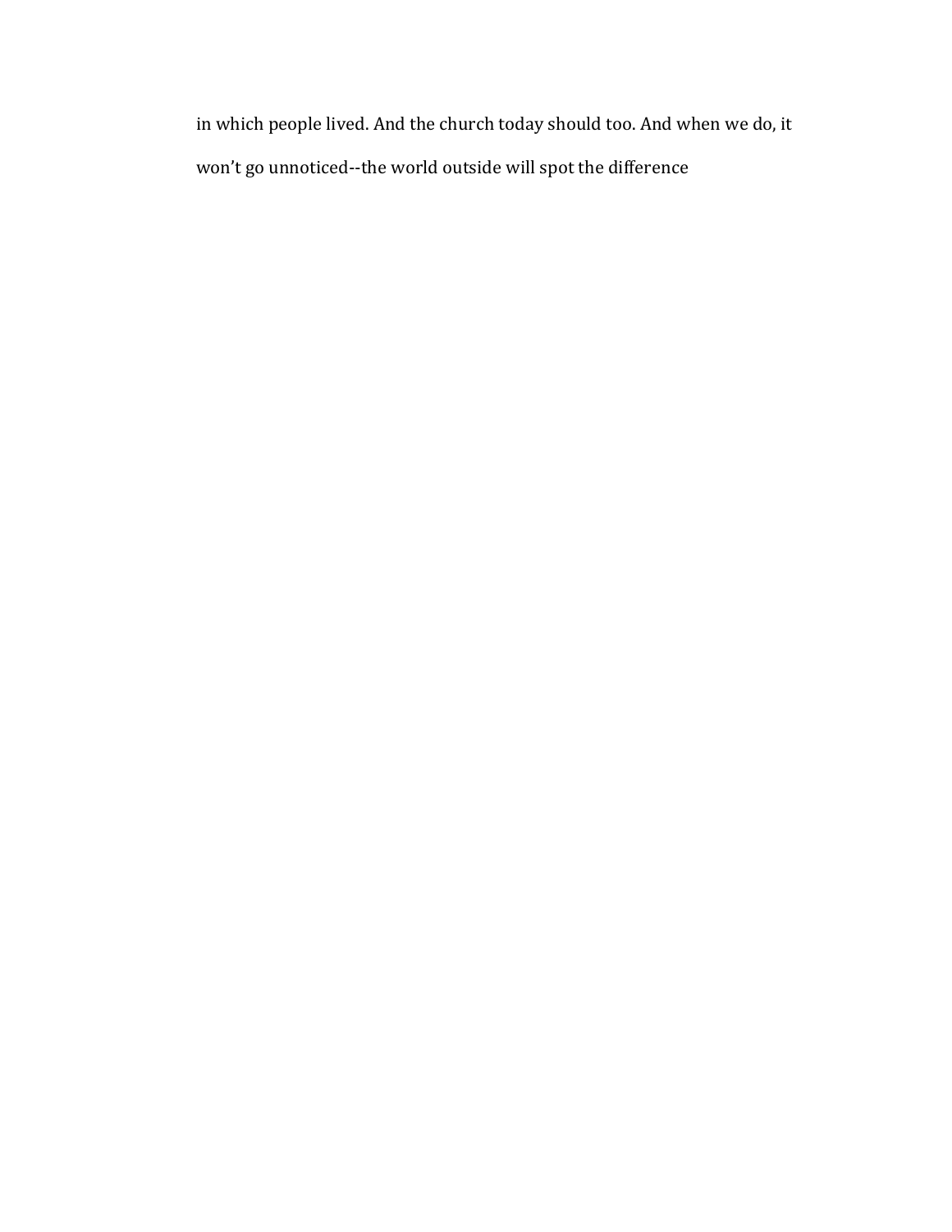in which people lived. And the church today should too. And when we do, it won't go unnoticed--the world outside will spot the difference